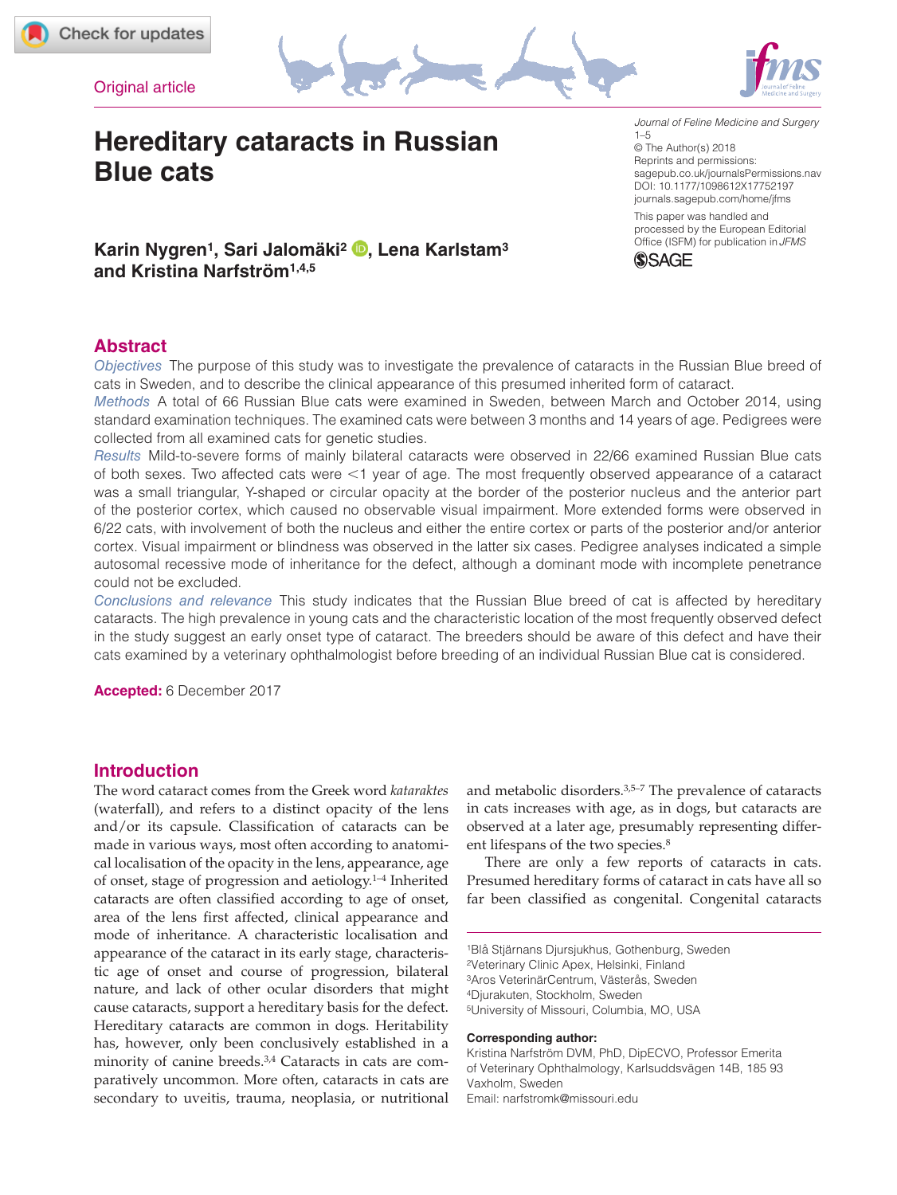Original article

# Hereditary cataracts in Russian Blue cats

Journal of Feline Medicine and Surgery
1–5
© The Author(s) 2018
Reprints and permissions: sagepub.co.uk/journalsPermissions.nav
DOI: 10.1177/1098612X17752197
journals.sagepub.com/home/jfms

This paper was handled and processed by the European Editorial Office (ISFM) for publication in *JFMS*

**Karin Nygren[1], Sari Jalomäki[2], Lena Karlstam[3] and Kristina Narfström[1,4,5]**

## Abstract

*Objectives* The purpose of this study was to investigate the prevalence of cataracts in the Russian Blue breed of cats in Sweden, and to describe the clinical appearance of this presumed inherited form of cataract.

*Methods* A total of 66 Russian Blue cats were examined in Sweden, between March and October 2014, using standard examination techniques. The examined cats were between 3 months and 14 years of age. Pedigrees were collected from all examined cats for genetic studies.

*Results* Mild-to-severe forms of mainly bilateral cataracts were observed in 22/66 examined Russian Blue cats of both sexes. Two affected cats were <1 year of age. The most frequently observed appearance of a cataract was a small triangular, Y-shaped or circular opacity at the border of the posterior nucleus and the anterior part of the posterior cortex, which caused no observable visual impairment. More extended forms were observed in 6/22 cats, with involvement of both the nucleus and either the entire cortex or parts of the posterior and/or anterior cortex. Visual impairment or blindness was observed in the latter six cases. Pedigree analyses indicated a simple autosomal recessive mode of inheritance for the defect, although a dominant mode with incomplete penetrance could not be excluded.

*Conclusions and relevance* This study indicates that the Russian Blue breed of cat is affected by hereditary cataracts. The high prevalence in young cats and the characteristic location of the most frequently observed defect in the study suggest an early onset type of cataract. The breeders should be aware of this defect and have their cats examined by a veterinary ophthalmologist before breeding of an individual Russian Blue cat is considered.

**Accepted:** 6 December 2017

## Introduction

The word cataract comes from the Greek word *kataraktes* (waterfall), and refers to a distinct opacity of the lens and/or its capsule. Classification of cataracts can be made in various ways, most often according to anatomical localisation of the opacity in the lens, appearance, age of onset, stage of progression and aetiology.[1–4] Inherited cataracts are often classified according to age of onset, area of the lens first affected, clinical appearance and mode of inheritance. A characteristic localisation and appearance of the cataract in its early stage, characteristic age of onset and course of progression, bilateral nature, and lack of other ocular disorders that might cause cataracts, support a hereditary basis for the defect. Hereditary cataracts are common in dogs. Heritability has, however, only been conclusively established in a minority of canine breeds.[3,4] Cataracts in cats are comparatively uncommon. More often, cataracts in cats are secondary to uveitis, trauma, neoplasia, or nutritional and metabolic disorders.[3,5–7] The prevalence of cataracts in cats increases with age, as in dogs, but cataracts are observed at a later age, presumably representing different lifespans of the two species.[8]

There are only a few reports of cataracts in cats. Presumed hereditary forms of cataract in cats have all so far been classified as congenital. Congenital cataracts

[1]Blå Stjärnans Djursjukhus, Gothenburg, Sweden
[2]Veterinary Clinic Apex, Helsinki, Finland
[3]Aros VeterinärCentrum, Västerås, Sweden
[4]Djurakuten, Stockholm, Sweden
[5]University of Missouri, Columbia, MO, USA

**Corresponding author:**
Kristina Narfström DVM, PhD, DipECVO, Professor Emerita of Veterinary Ophthalmology, Karlsuddsvägen 14B, 185 93 Vaxholm, Sweden
Email: narfstromk@missouri.edu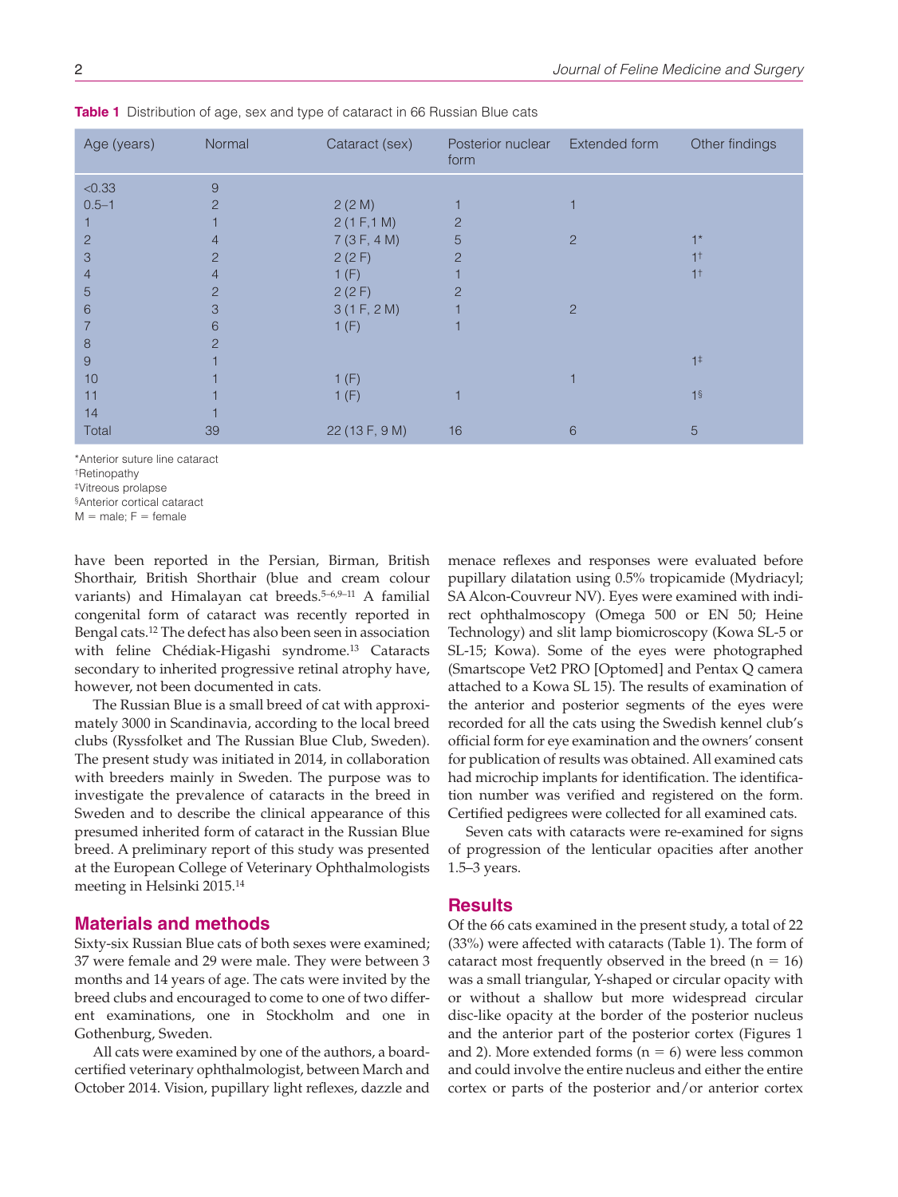**Table 1** Distribution of age, sex and type of cataract in 66 Russian Blue cats

| Age (years) | Normal | Cataract (sex) | Posterior nuclear form | Extended form | Other findings |
|---|---|---|---|---|---|
| <0.33 | 9 | | | | |
| 0.5–1 | 2 | 2 (2 M) | 1 | 1 | |
| 1 | 1 | 2 (1 F,1 M) | 2 | | |
| 2 | 4 | 7 (3 F, 4 M) | 5 | 2 | 1* |
| 3 | 2 | 2 (2 F) | 2 | | 1† |
| 4 | 4 | 1 (F) | 1 | | 1† |
| 5 | 2 | 2 (2 F) | 2 | | |
| 6 | 3 | 3 (1 F, 2 M) | 1 | 2 | |
| 7 | 6 | 1 (F) | 1 | | |
| 8 | 2 | | | | |
| 9 | 1 | | | | 1‡ |
| 10 | 1 | 1 (F) | | 1 | |
| 11 | 1 | 1 (F) | 1 | | 1§ |
| 14 | 1 | | | | |
| Total | 39 | 22 (13 F, 9 M) | 16 | 6 | 5 |

*Anterior suture line cataract
†Retinopathy
‡Vitreous prolapse
§Anterior cortical cataract
M = male; F = female

have been reported in the Persian, Birman, British Shorthair, British Shorthair (blue and cream colour variants) and Himalayan cat breeds.[5–6,9–11] A familial congenital form of cataract was recently reported in Bengal cats.[12] The defect has also been seen in association with feline Chédiak-Higashi syndrome.[13] Cataracts secondary to inherited progressive retinal atrophy have, however, not been documented in cats.

The Russian Blue is a small breed of cat with approximately 3000 in Scandinavia, according to the local breed clubs (Ryssfolket and The Russian Blue Club, Sweden). The present study was initiated in 2014, in collaboration with breeders mainly in Sweden. The purpose was to investigate the prevalence of cataracts in the breed in Sweden and to describe the clinical appearance of this presumed inherited form of cataract in the Russian Blue breed. A preliminary report of this study was presented at the European College of Veterinary Ophthalmologists meeting in Helsinki 2015.[14]

## Materials and methods

Sixty-six Russian Blue cats of both sexes were examined; 37 were female and 29 were male. They were between 3 months and 14 years of age. The cats were invited by the breed clubs and encouraged to come to one of two different examinations, one in Stockholm and one in Gothenburg, Sweden.

All cats were examined by one of the authors, a board-certified veterinary ophthalmologist, between March and October 2014. Vision, pupillary light reflexes, dazzle and menace reflexes and responses were evaluated before pupillary dilatation using 0.5% tropicamide (Mydriacyl; SA Alcon-Couvreur NV). Eyes were examined with indirect ophthalmoscopy (Omega 500 or EN 50; Heine Technology) and slit lamp biomicroscopy (Kowa SL-5 or SL-15; Kowa). Some of the eyes were photographed (Smartscope Vet2 PRO [Optomed] and Pentax Q camera attached to a Kowa SL 15). The results of examination of the anterior and posterior segments of the eyes were recorded for all the cats using the Swedish kennel club's official form for eye examination and the owners' consent for publication of results was obtained. All examined cats had microchip implants for identification. The identification number was verified and registered on the form. Certified pedigrees were collected for all examined cats.

Seven cats with cataracts were re-examined for signs of progression of the lenticular opacities after another 1.5–3 years.

## Results

Of the 66 cats examined in the present study, a total of 22 (33%) were affected with cataracts (Table 1). The form of cataract most frequently observed in the breed (n = 16) was a small triangular, Y-shaped or circular opacity with or without a shallow but more widespread circular disc-like opacity at the border of the posterior nucleus and the anterior part of the posterior cortex (Figures 1 and 2). More extended forms (n = 6) were less common and could involve the entire nucleus and either the entire cortex or parts of the posterior and/or anterior cortex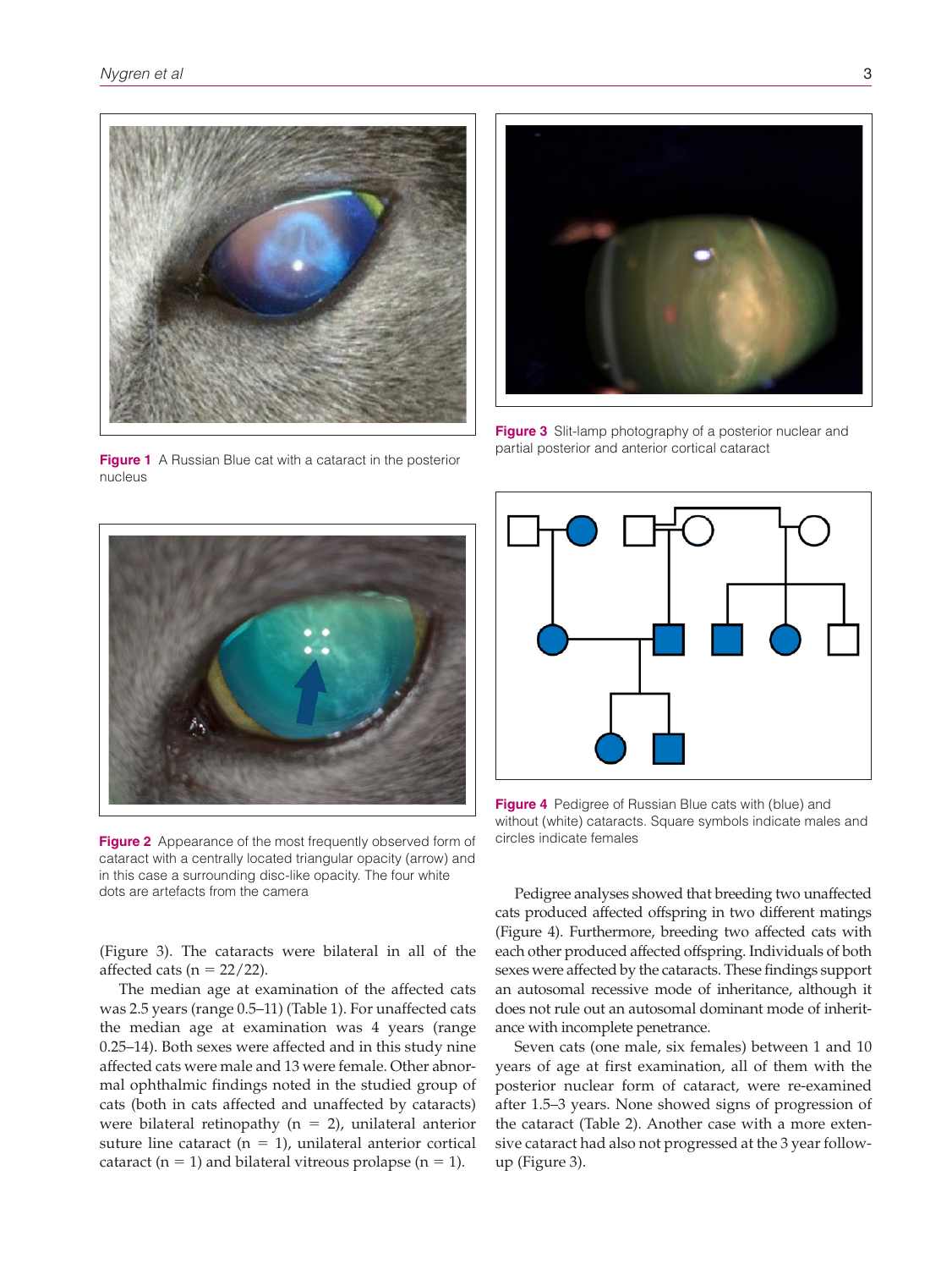Figure 1 A Russian Blue cat with a cataract in the posterior nucleus

Figure 2 Appearance of the most frequently observed form of cataract with a centrally located triangular opacity (arrow) and in this case a surrounding disc-like opacity. The four white dots are artefacts from the camera

Figure 3 Slit-lamp photography of a posterior nuclear and partial posterior and anterior cortical cataract

Figure 4 Pedigree of Russian Blue cats with (blue) and without (white) cataracts. Square symbols indicate males and circles indicate females

(Figure 3). The cataracts were bilateral in all of the affected cats (n = 22/22).

The median age at examination of the affected cats was 2.5 years (range 0.5–11) (Table 1). For unaffected cats the median age at examination was 4 years (range 0.25–14). Both sexes were affected and in this study nine affected cats were male and 13 were female. Other abnormal ophthalmic findings noted in the studied group of cats (both in cats affected and unaffected by cataracts) were bilateral retinopathy (n = 2), unilateral anterior suture line cataract (n = 1), unilateral anterior cortical cataract (n = 1) and bilateral vitreous prolapse (n = 1).

Pedigree analyses showed that breeding two unaffected cats produced affected offspring in two different matings (Figure 4). Furthermore, breeding two affected cats with each other produced affected offspring. Individuals of both sexes were affected by the cataracts. These findings support an autosomal recessive mode of inheritance, although it does not rule out an autosomal dominant mode of inheritance with incomplete penetrance.

Seven cats (one male, six females) between 1 and 10 years of age at first examination, all of them with the posterior nuclear form of cataract, were re-examined after 1.5–3 years. None showed signs of progression of the cataract (Table 2). Another case with a more extensive cataract had also not progressed at the 3 year follow-up (Figure 3).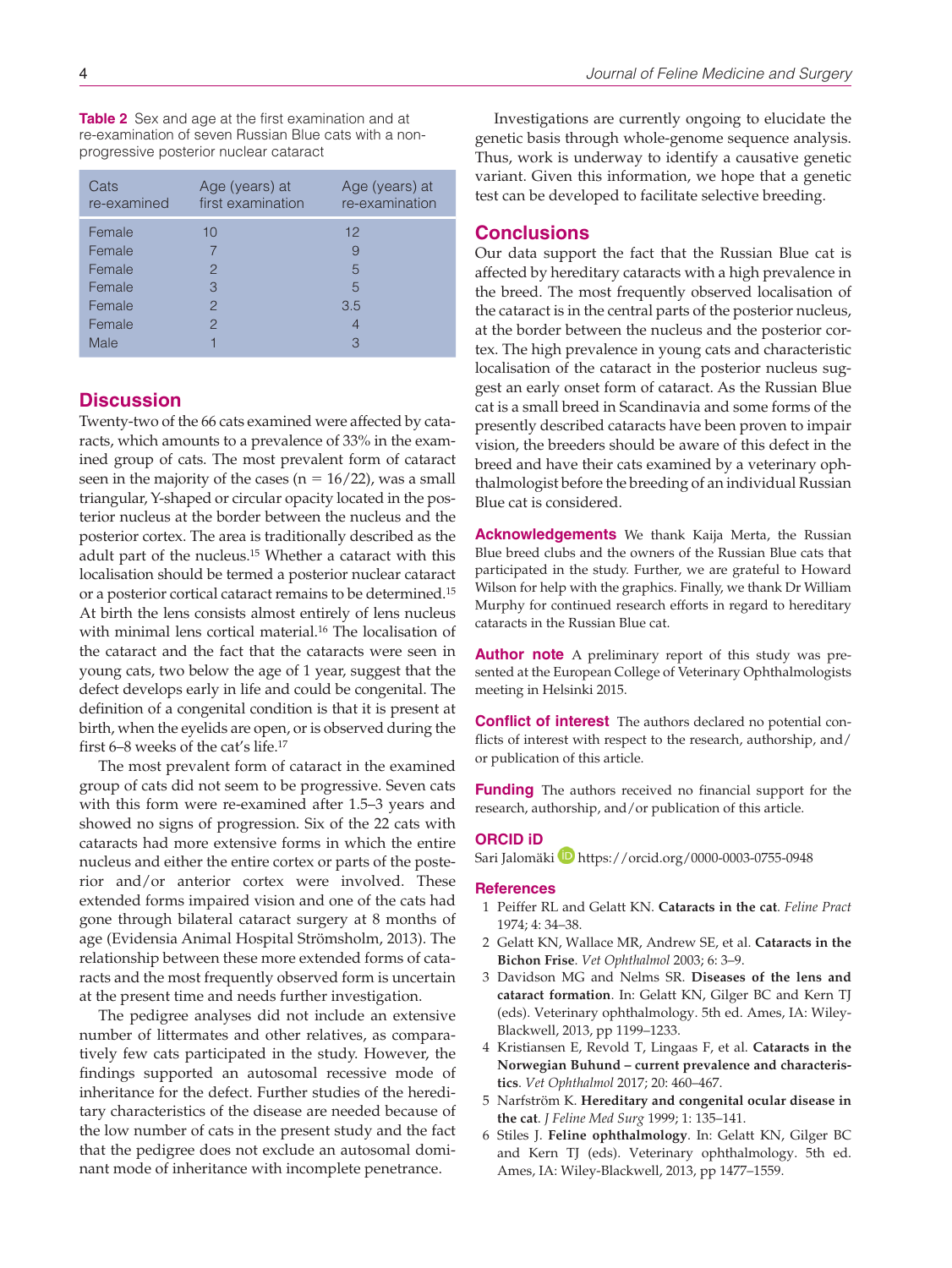**Table 2** Sex and age at the first examination and at re-examination of seven Russian Blue cats with a non-progressive posterior nuclear cataract

| Cats re-examined | Age (years) at first examination | Age (years) at re-examination |
|---|---|---|
| Female | 10 | 12 |
| Female | 7 | 9 |
| Female | 2 | 5 |
| Female | 3 | 5 |
| Female | 2 | 3.5 |
| Female | 2 | 4 |
| Male | 1 | 3 |

## Discussion

Twenty-two of the 66 cats examined were affected by cataracts, which amounts to a prevalence of 33% in the examined group of cats. The most prevalent form of cataract seen in the majority of the cases ($n = 16/22$), was a small triangular, Y-shaped or circular opacity located in the posterior nucleus at the border between the nucleus and the posterior cortex. The area is traditionally described as the adult part of the nucleus.[15] Whether a cataract with this localisation should be termed a posterior nuclear cataract or a posterior cortical cataract remains to be determined.[15] At birth the lens consists almost entirely of lens nucleus with minimal lens cortical material.[16] The localisation of the cataract and the fact that the cataracts were seen in young cats, two below the age of 1 year, suggest that the defect develops early in life and could be congenital. The definition of a congenital condition is that it is present at birth, when the eyelids are open, or is observed during the first 6–8 weeks of the cat's life.[17]

The most prevalent form of cataract in the examined group of cats did not seem to be progressive. Seven cats with this form were re-examined after 1.5–3 years and showed no signs of progression. Six of the 22 cats with cataracts had more extensive forms in which the entire nucleus and either the entire cortex or parts of the posterior and/or anterior cortex were involved. These extended forms impaired vision and one of the cats had gone through bilateral cataract surgery at 8 months of age (Evidensia Animal Hospital Strömsholm, 2013). The relationship between these more extended forms of cataracts and the most frequently observed form is uncertain at the present time and needs further investigation.

The pedigree analyses did not include an extensive number of littermates and other relatives, as comparatively few cats participated in the study. However, the findings supported an autosomal recessive mode of inheritance for the defect. Further studies of the hereditary characteristics of the disease are needed because of the low number of cats in the present study and the fact that the pedigree does not exclude an autosomal dominant mode of inheritance with incomplete penetrance.

Investigations are currently ongoing to elucidate the genetic basis through whole-genome sequence analysis. Thus, work is underway to identify a causative genetic variant. Given this information, we hope that a genetic test can be developed to facilitate selective breeding.

## Conclusions

Our data support the fact that the Russian Blue cat is affected by hereditary cataracts with a high prevalence in the breed. The most frequently observed localisation of the cataract is in the central parts of the posterior nucleus, at the border between the nucleus and the posterior cortex. The high prevalence in young cats and characteristic localisation of the cataract in the posterior nucleus suggest an early onset form of cataract. As the Russian Blue cat is a small breed in Scandinavia and some forms of the presently described cataracts have been proven to impair vision, the breeders should be aware of this defect in the breed and have their cats examined by a veterinary ophthalmologist before the breeding of an individual Russian Blue cat is considered.

**Acknowledgements** We thank Kaija Merta, the Russian Blue breed clubs and the owners of the Russian Blue cats that participated in the study. Further, we are grateful to Howard Wilson for help with the graphics. Finally, we thank Dr William Murphy for continued research efforts in regard to hereditary cataracts in the Russian Blue cat.

**Author note** A preliminary report of this study was presented at the European College of Veterinary Ophthalmologists meeting in Helsinki 2015.

**Conflict of interest** The authors declared no potential conflicts of interest with respect to the research, authorship, and/or publication of this article.

**Funding** The authors received no financial support for the research, authorship, and/or publication of this article.

**ORCID iD**
Sari Jalomäki https://orcid.org/0000-0003-0755-0948

## References

1. Peiffer RL and Gelatt KN. **Cataracts in the cat**. *Feline Pract* 1974; 4: 34–38.
2. Gelatt KN, Wallace MR, Andrew SE, et al. **Cataracts in the Bichon Frise**. *Vet Ophthalmol* 2003; 6: 3–9.
3. Davidson MG and Nelms SR. **Diseases of the lens and cataract formation**. In: Gelatt KN, Gilger BC and Kern TJ (eds). Veterinary ophthalmology. 5th ed. Ames, IA: Wiley-Blackwell, 2013, pp 1199–1233.
4. Kristiansen E, Revold T, Lingaas F, et al. **Cataracts in the Norwegian Buhund – current prevalence and characteristics**. *Vet Ophthalmol* 2017; 20: 460–467.
5. Narfström K. **Hereditary and congenital ocular disease in the cat**. *J Feline Med Surg* 1999; 1: 135–141.
6. Stiles J. **Feline ophthalmology**. In: Gelatt KN, Gilger BC and Kern TJ (eds). Veterinary ophthalmology. 5th ed. Ames, IA: Wiley-Blackwell, 2013, pp 1477–1559.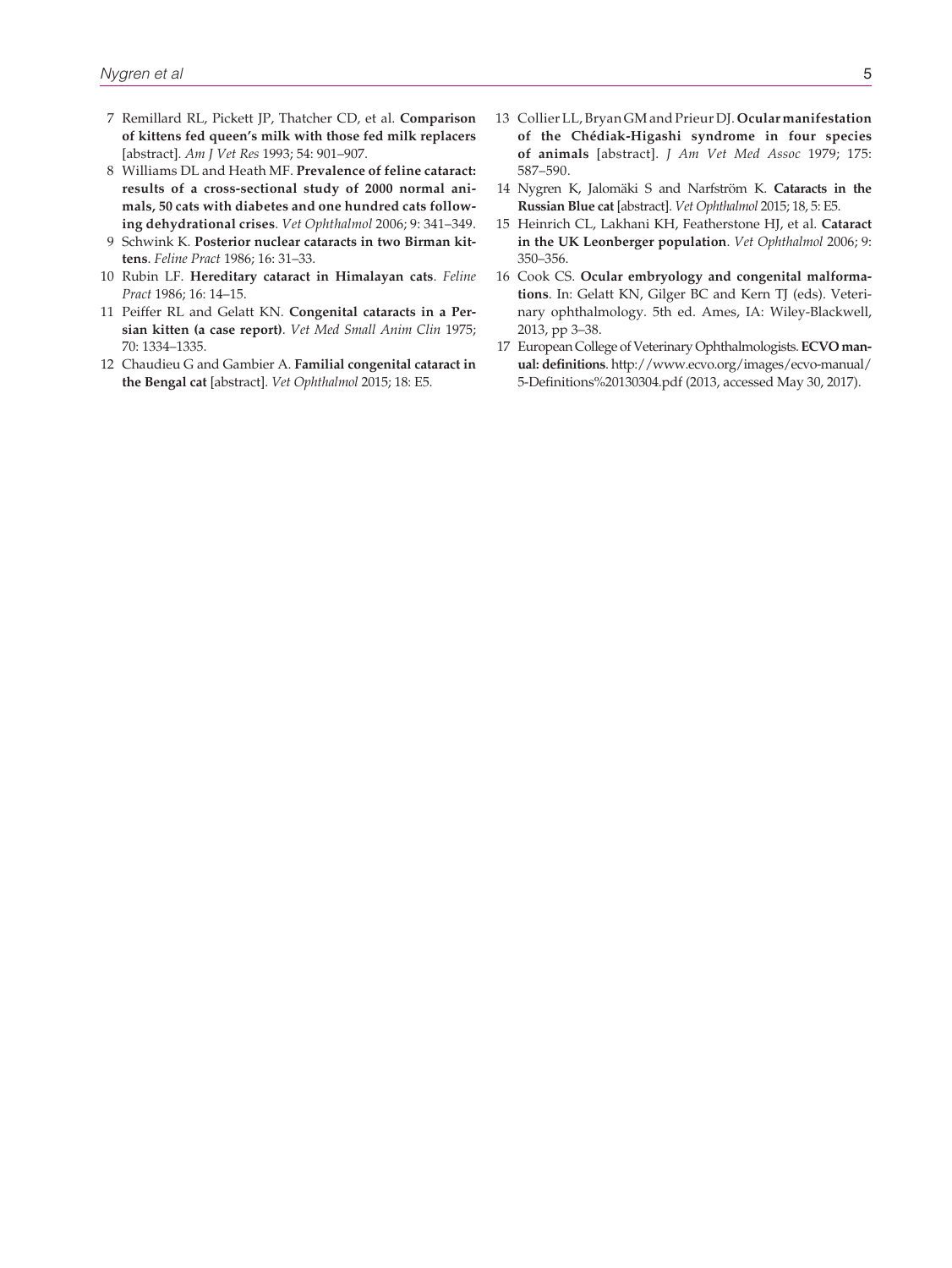7 Remillard RL, Pickett JP, Thatcher CD, et al. **Comparison of kittens fed queen's milk with those fed milk replacers** [abstract]. *Am J Vet Res* 1993; 54: 901–907.

8 Williams DL and Heath MF. **Prevalence of feline cataract: results of a cross-sectional study of 2000 normal animals, 50 cats with diabetes and one hundred cats following dehydrational crises**. *Vet Ophthalmol* 2006; 9: 341–349.

9 Schwink K. **Posterior nuclear cataracts in two Birman kittens**. *Feline Pract* 1986; 16: 31–33.

10 Rubin LF. **Hereditary cataract in Himalayan cats**. *Feline Pract* 1986; 16: 14–15.

11 Peiffer RL and Gelatt KN. **Congenital cataracts in a Persian kitten (a case report)**. *Vet Med Small Anim Clin* 1975; 70: 1334–1335.

12 Chaudieu G and Gambier A. **Familial congenital cataract in the Bengal cat** [abstract]. *Vet Ophthalmol* 2015; 18: E5.

13 Collier LL, Bryan GM and Prieur DJ. **Ocular manifestation of the Chédiak-Higashi syndrome in four species of animals** [abstract]. *J Am Vet Med Assoc* 1979; 175: 587–590.

14 Nygren K, Jalomäki S and Narfström K. **Cataracts in the Russian Blue cat** [abstract]. *Vet Ophthalmol* 2015; 18, 5: E5.

15 Heinrich CL, Lakhani KH, Featherstone HJ, et al. **Cataract in the UK Leonberger population**. *Vet Ophthalmol* 2006; 9: 350–356.

16 Cook CS. **Ocular embryology and congenital malformations**. In: Gelatt KN, Gilger BC and Kern TJ (eds). Veterinary ophthalmology. 5th ed. Ames, IA: Wiley-Blackwell, 2013, pp 3–38.

17 European College of Veterinary Ophthalmologists. **ECVO manual: definitions**. http://www.ecvo.org/images/ecvo-manual/5-Definitions%20130304.pdf (2013, accessed May 30, 2017).